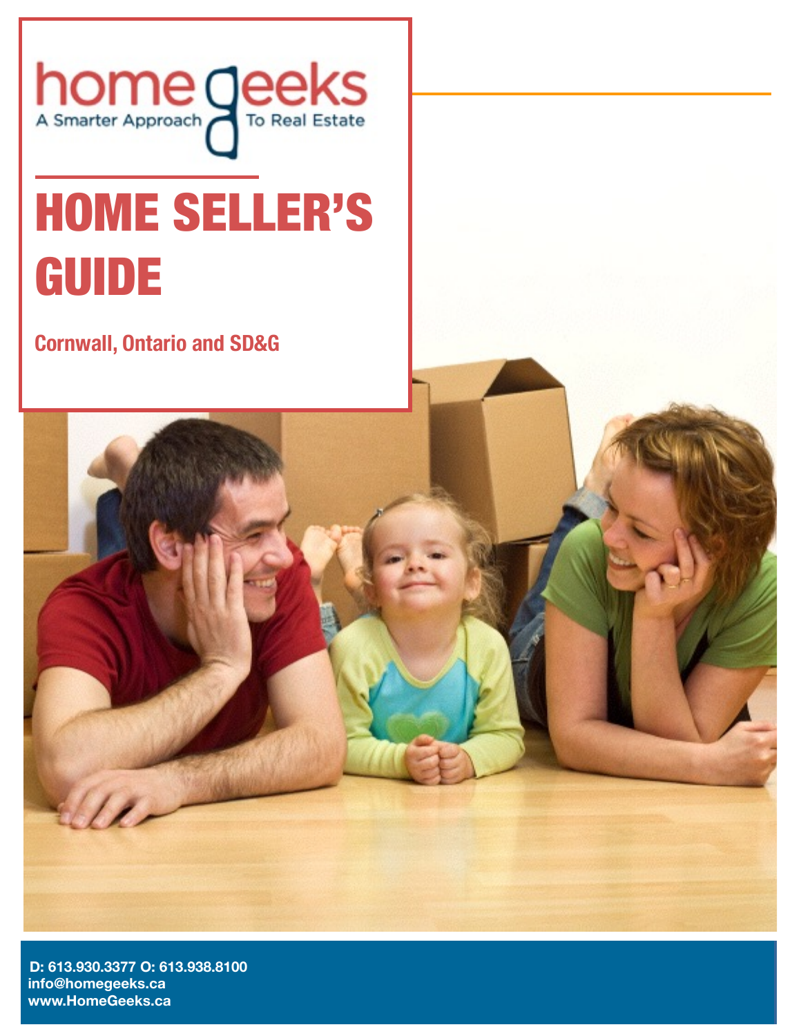home geeks
A Smarter Approach To Real Estate

# HOME SELLER'S GUIDE

## Cornwall, Ontario and SD&G

**D: 613.930.3377 O: 613.938.8100**
**info@homegeeks.ca**
**www.HomeGeeks.ca**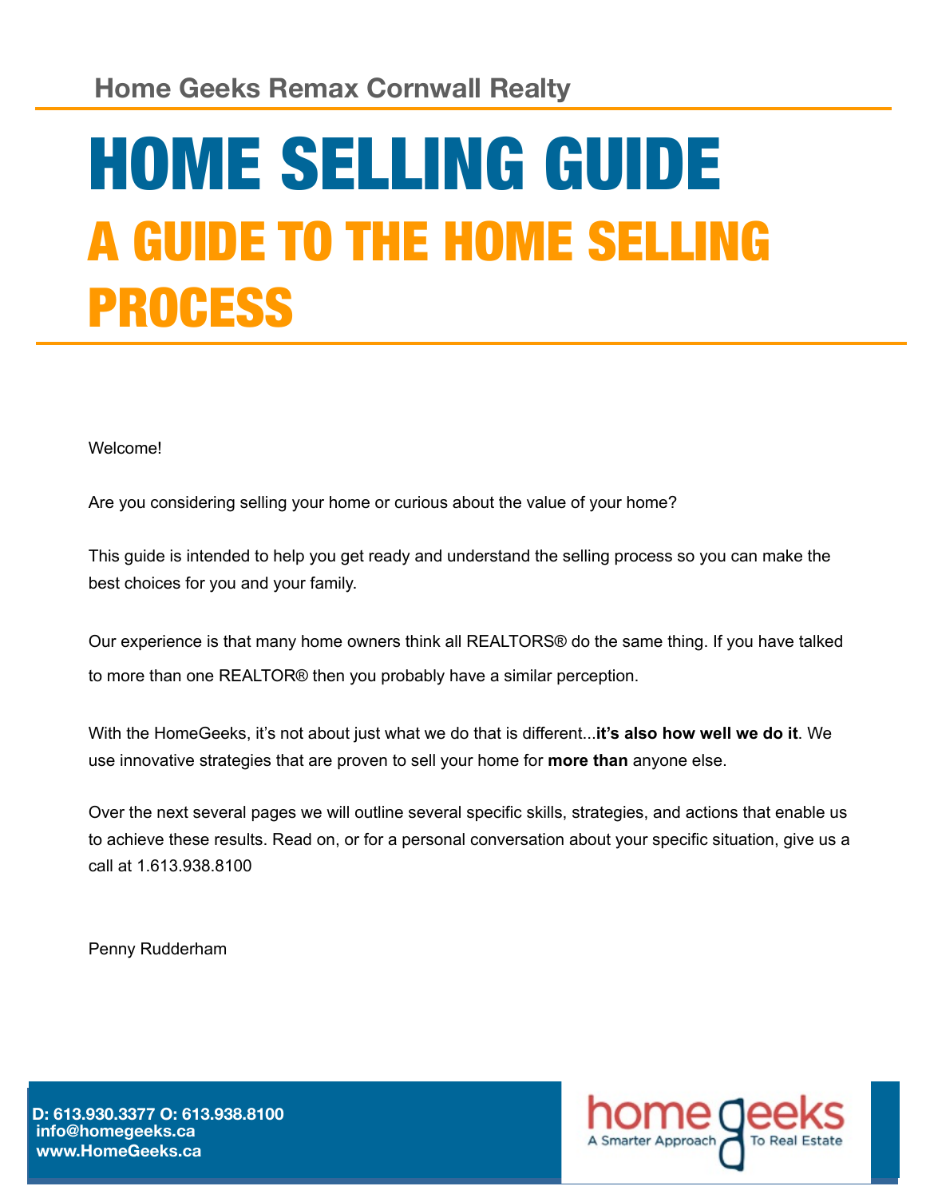Home Geeks Remax Cornwall Realty

# HOME SELLING GUIDE

## A GUIDE TO THE HOME SELLING PROCESS

Welcome!

Are you considering selling your home or curious about the value of your home?

This guide is intended to help you get ready and understand the selling process so you can make the best choices for you and your family.

Our experience is that many home owners think all REALTORS® do the same thing. If you have talked to more than one REALTOR® then you probably have a similar perception.

With the HomeGeeks, it's not about just what we do that is different...**it's also how well we do it**. We use innovative strategies that are proven to sell your home for **more than** anyone else.

Over the next several pages we will outline several specific skills, strategies, and actions that enable us to achieve these results. Read on, or for a personal conversation about your specific situation, give us a call at 1.613.938.8100

Penny Rudderham

**D: 613.930.3377 O: 613.938.8100**
**info@homegeeks.ca**
**www.HomeGeeks.ca**

home geeks – A Smarter Approach To Real Estate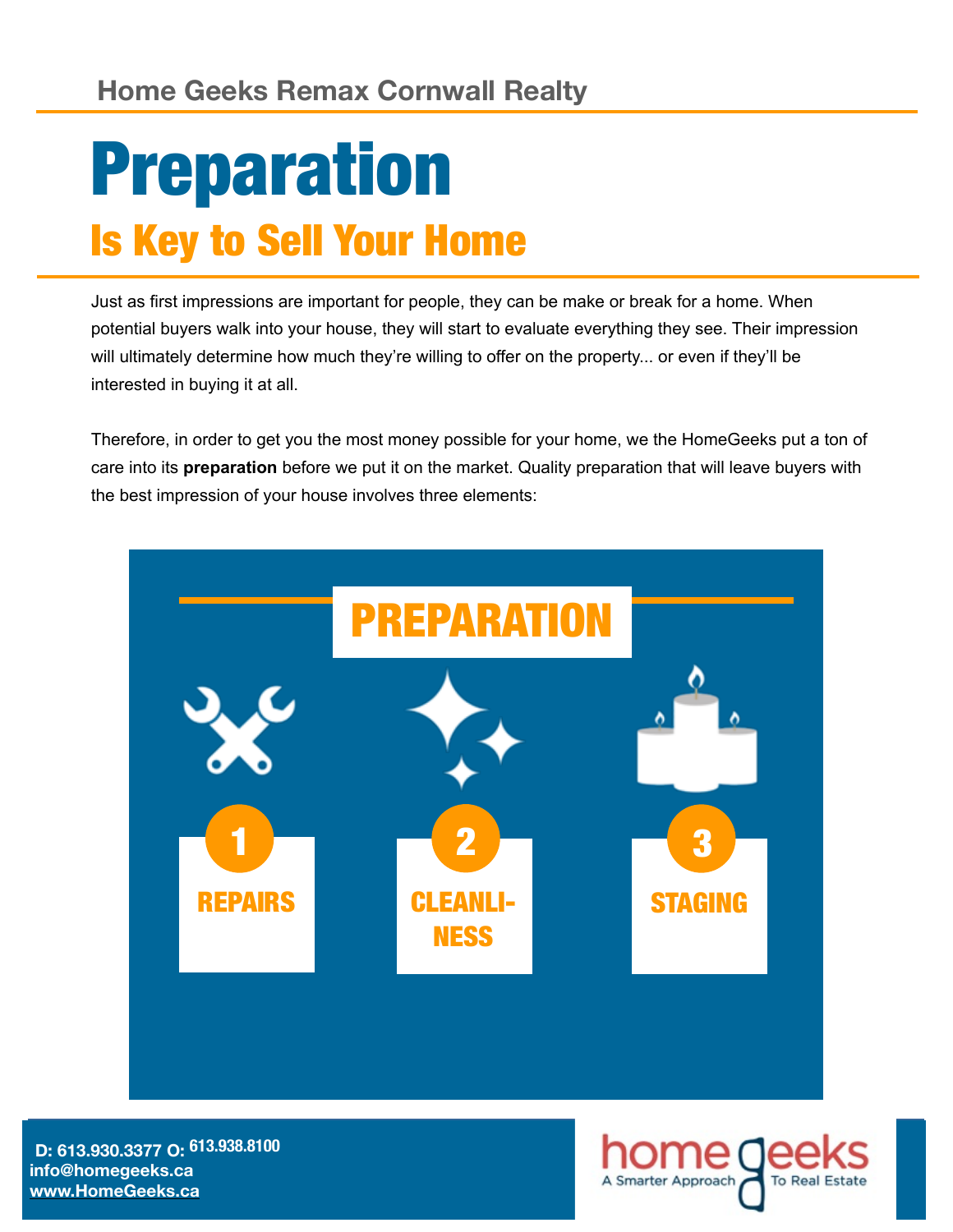Home Geeks Remax Cornwall Realty

# Preparation

## Is Key to Sell Your Home

Just as first impressions are important for people, they can be make or break for a home. When potential buyers walk into your house, they will start to evaluate everything they see. Their impression will ultimately determine how much they're willing to offer on the property... or even if they'll be interested in buying it at all.

Therefore, in order to get you the most money possible for your home, we the HomeGeeks put a ton of care into its **preparation** before we put it on the market. Quality preparation that will leave buyers with the best impression of your house involves three elements:

### PREPARATION

1. REPAIRS
2. CLEANLINESS
3. STAGING

D: 613.930.3377 O: 613.938.8100
info@homegeeks.ca
www.HomeGeeks.ca

home geeks — A Smarter Approach To Real Estate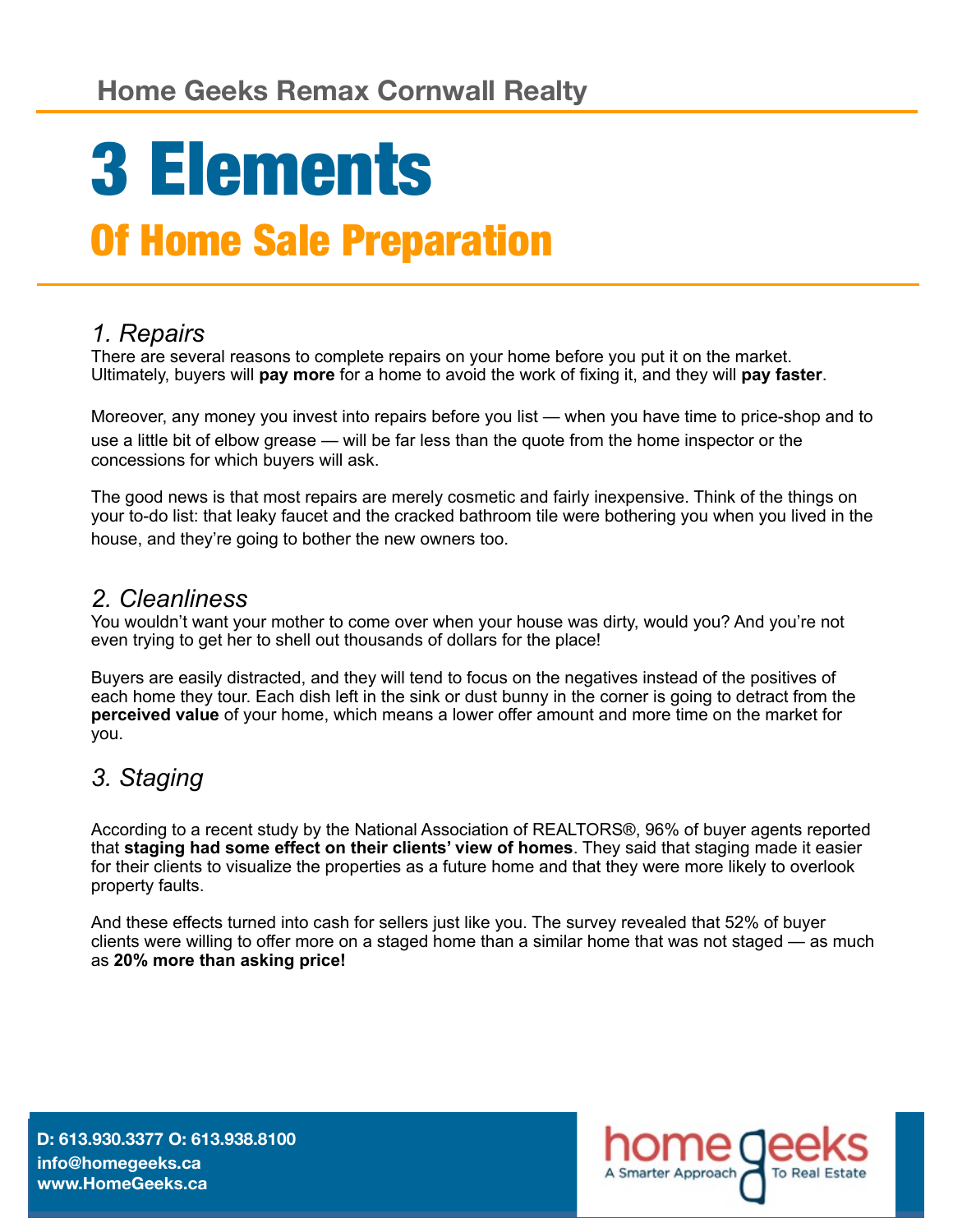## Home Geeks Remax Cornwall Realty

# 3 Elements

## Of Home Sale Preparation

### *1. Repairs*

There are several reasons to complete repairs on your home before you put it on the market. Ultimately, buyers will **pay more** for a home to avoid the work of fixing it, and they will **pay faster**.

Moreover, any money you invest into repairs before you list — when you have time to price-shop and to use a little bit of elbow grease — will be far less than the quote from the home inspector or the concessions for which buyers will ask.

The good news is that most repairs are merely cosmetic and fairly inexpensive. Think of the things on your to-do list: that leaky faucet and the cracked bathroom tile were bothering you when you lived in the house, and they're going to bother the new owners too.

### *2. Cleanliness*

You wouldn't want your mother to come over when your house was dirty, would you? And you're not even trying to get her to shell out thousands of dollars for the place!

Buyers are easily distracted, and they will tend to focus on the negatives instead of the positives of each home they tour. Each dish left in the sink or dust bunny in the corner is going to detract from the **perceived value** of your home, which means a lower offer amount and more time on the market for you.

### *3. Staging*

According to a recent study by the National Association of REALTORS®, 96% of buyer agents reported that **staging had some effect on their clients' view of homes**. They said that staging made it easier for their clients to visualize the properties as a future home and that they were more likely to overlook property faults.

And these effects turned into cash for sellers just like you. The survey revealed that 52% of buyer clients were willing to offer more on a staged home than a similar home that was not staged — as much as **20% more than asking price!**

**D: 613.930.3377 O: 613.938.8100**
**info@homegeeks.ca**
**www.HomeGeeks.ca**

home geeks
A Smarter Approach To Real Estate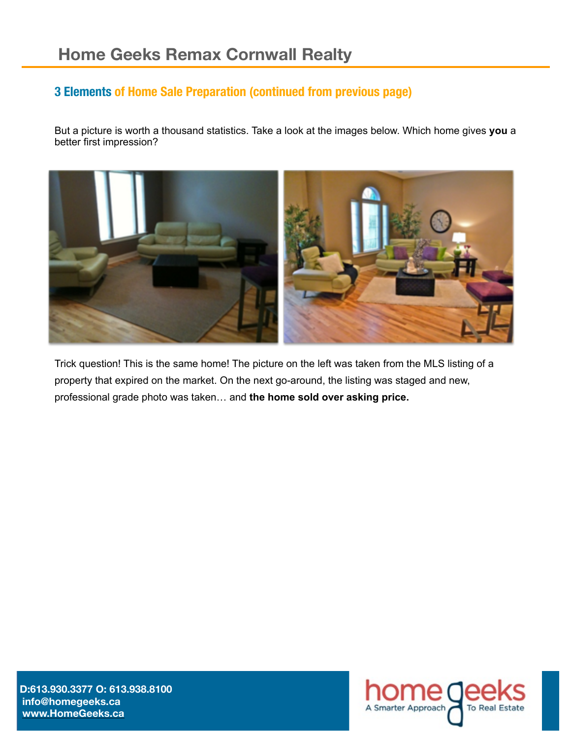## 3 Elements of Home Sale Preparation (continued from previous page)

But a picture is worth a thousand statistics. Take a look at the images below. Which home gives **you** a better first impression?

Trick question! This is the same home! The picture on the left was taken from the MLS listing of a property that expired on the market. On the next go-around, the listing was staged and new, professional grade photo was taken… and **the home sold over asking price.**

**D:613.930.3377 O: 613.938.8100**
**info@homegeeks.ca**
**www.HomeGeeks.ca**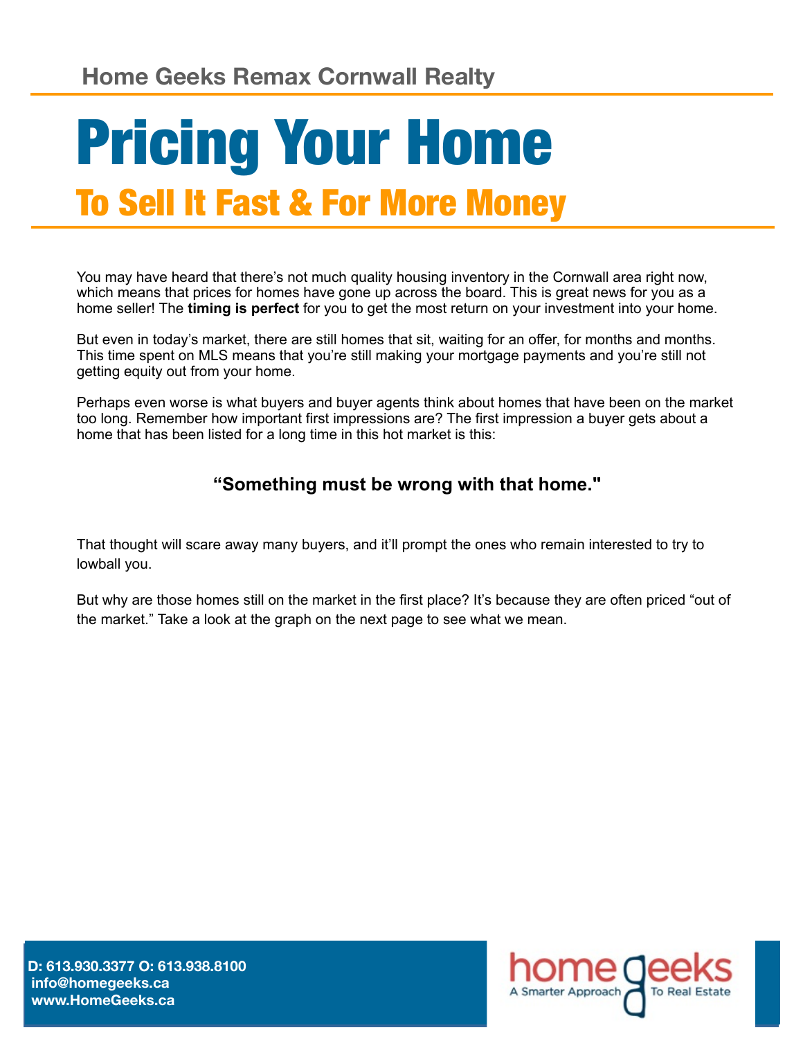Home Geeks Remax Cornwall Realty

# Pricing Your Home

## To Sell It Fast & For More Money

You may have heard that there's not much quality housing inventory in the Cornwall area right now, which means that prices for homes have gone up across the board. This is great news for you as a home seller! The **timing is perfect** for you to get the most return on your investment into your home.

But even in today's market, there are still homes that sit, waiting for an offer, for months and months. This time spent on MLS means that you're still making your mortgage payments and you're still not getting equity out from your home.

Perhaps even worse is what buyers and buyer agents think about homes that have been on the market too long. Remember how important first impressions are? The first impression a buyer gets about a home that has been listed for a long time in this hot market is this:

**"Something must be wrong with that home."**

That thought will scare away many buyers, and it'll prompt the ones who remain interested to try to lowball you.

But why are those homes still on the market in the first place? It's because they are often priced "out of the market." Take a look at the graph on the next page to see what we mean.

D: 613.930.3377 O: 613.938.8100
info@homegeeks.ca
www.HomeGeeks.ca

home geeks
A Smarter Approach To Real Estate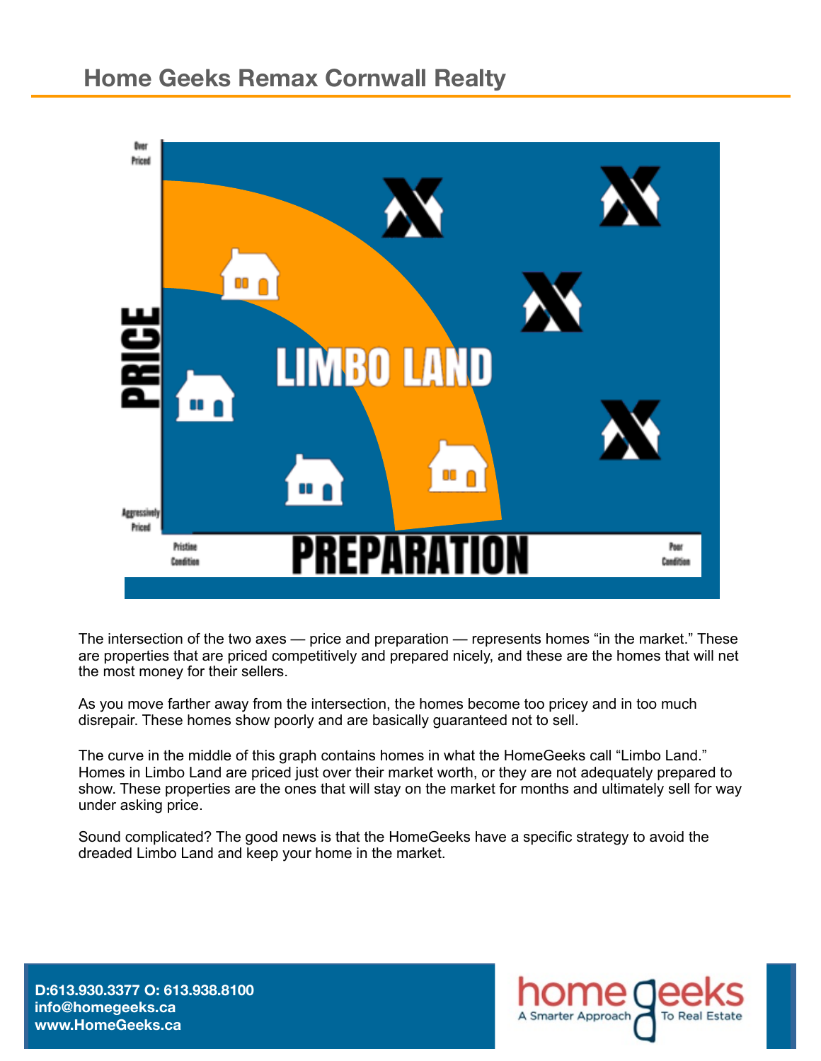The intersection of the two axes — price and preparation — represents homes “in the market.” These are properties that are priced competitively and prepared nicely, and these are the homes that will net the most money for their sellers.

As you move farther away from the intersection, the homes become too pricey and in too much disrepair. These homes show poorly and are basically guaranteed not to sell.

The curve in the middle of this graph contains homes in what the HomeGeeks call “Limbo Land.” Homes in Limbo Land are priced just over their market worth, or they are not adequately prepared to show. These properties are the ones that will stay on the market for months and ultimately sell for way under asking price.

Sound complicated? The good news is that the HomeGeeks have a specific strategy to avoid the dreaded Limbo Land and keep your home in the market.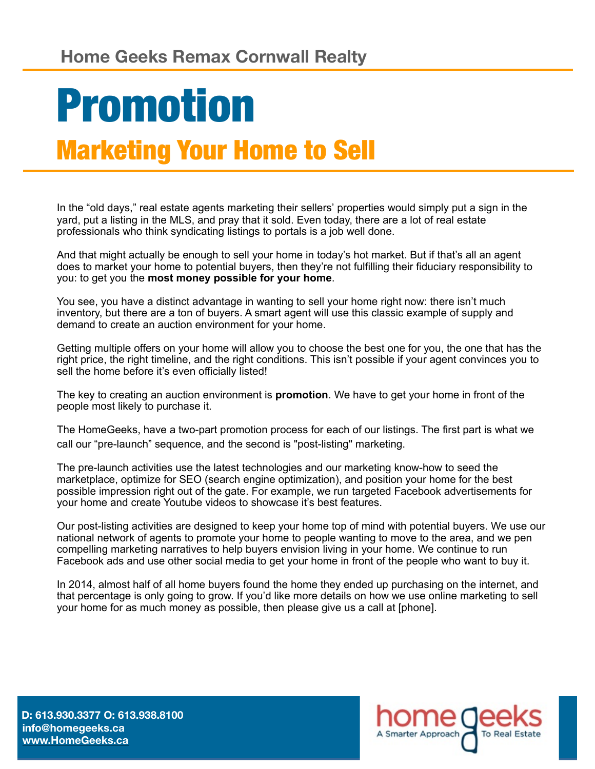Home Geeks Remax Cornwall Realty

# Promotion

## Marketing Your Home to Sell

In the “old days,” real estate agents marketing their sellers’ properties would simply put a sign in the yard, put a listing in the MLS, and pray that it sold. Even today, there are a lot of real estate professionals who think syndicating listings to portals is a job well done.

And that might actually be enough to sell your home in today’s hot market. But if that’s all an agent does to market your home to potential buyers, then they’re not fulfilling their fiduciary responsibility to you: to get you the **most money possible for your home**.

You see, you have a distinct advantage in wanting to sell your home right now: there isn’t much inventory, but there are a ton of buyers. A smart agent will use this classic example of supply and demand to create an auction environment for your home.

Getting multiple offers on your home will allow you to choose the best one for you, the one that has the right price, the right timeline, and the right conditions. This isn’t possible if your agent convinces you to sell the home before it’s even officially listed!

The key to creating an auction environment is **promotion**. We have to get your home in front of the people most likely to purchase it.

The HomeGeeks, have a two-part promotion process for each of our listings. The first part is what we call our “pre-launch” sequence, and the second is "post-listing" marketing.

The pre-launch activities use the latest technologies and our marketing know-how to seed the marketplace, optimize for SEO (search engine optimization), and position your home for the best possible impression right out of the gate. For example, we run targeted Facebook advertisements for your home and create Youtube videos to showcase it’s best features.

Our post-listing activities are designed to keep your home top of mind with potential buyers. We use our national network of agents to promote your home to people wanting to move to the area, and we pen compelling marketing narratives to help buyers envision living in your home. We continue to run Facebook ads and use other social media to get your home in front of the people who want to buy it.

In 2014, almost half of all home buyers found the home they ended up purchasing on the internet, and that percentage is only going to grow. If you’d like more details on how we use online marketing to sell your home for as much money as possible, then please give us a call at [phone].

**D: 613.930.3377 O: 613.938.8100**
**info@homegeeks.ca**
**www.HomeGeeks.ca**

home geeks
A Smarter Approach To Real Estate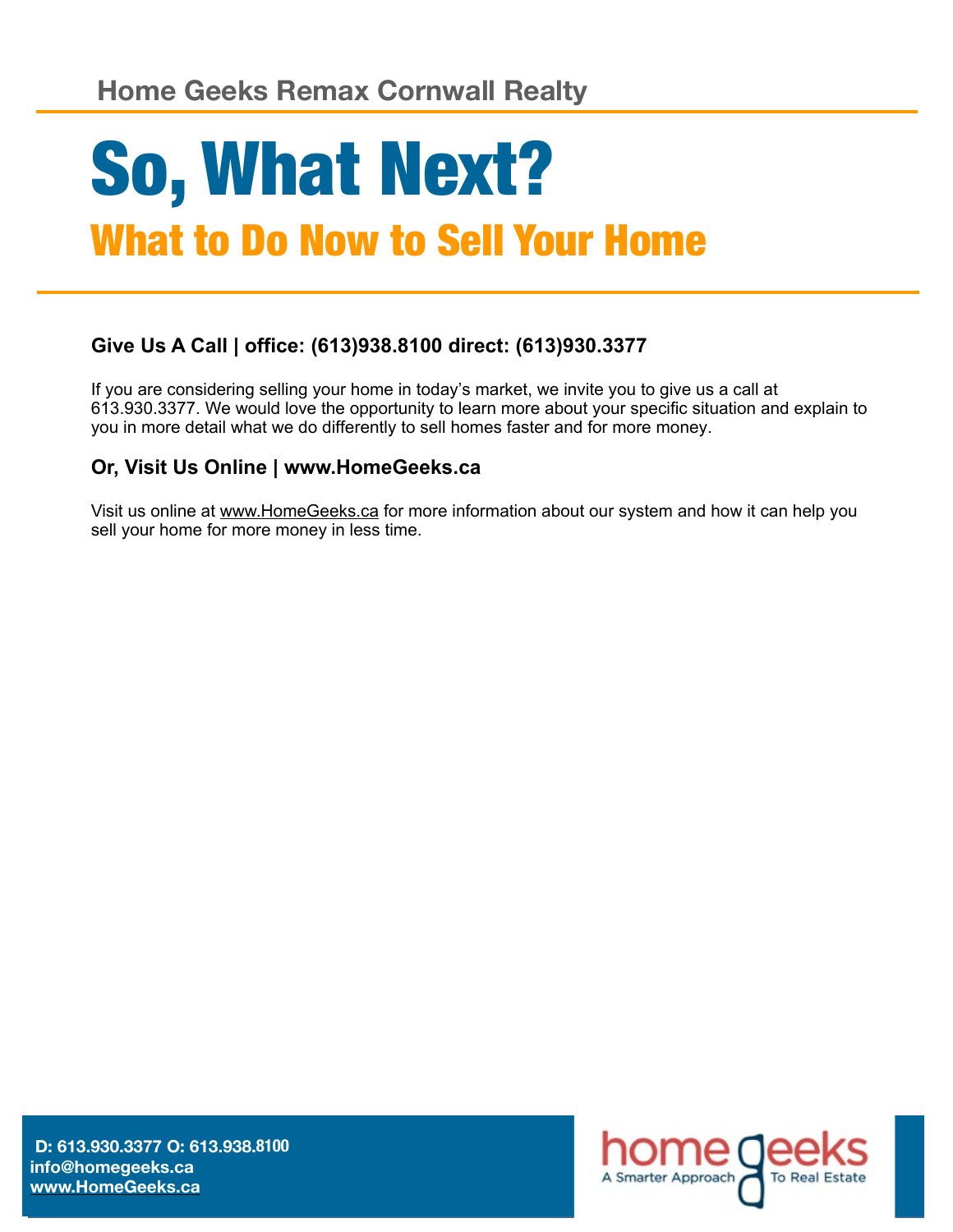# So, What Next?

## What to Do Now to Sell Your Home

### Give Us A Call | office: (613)938.8100 direct: (613)930.3377

If you are considering selling your home in today's market, we invite you to give us a call at 613.930.3377. We would love the opportunity to learn more about your specific situation and explain to you in more detail what we do differently to sell homes faster and for more money.

### Or, Visit Us Online | www.HomeGeeks.ca

Visit us online at www.HomeGeeks.ca for more information about our system and how it can help you sell your home for more money in less time.

D: 613.930.3377 O: 613.938.8100
info@homegeeks.ca
www.HomeGeeks.ca

home geeks
A Smarter Approach To Real Estate